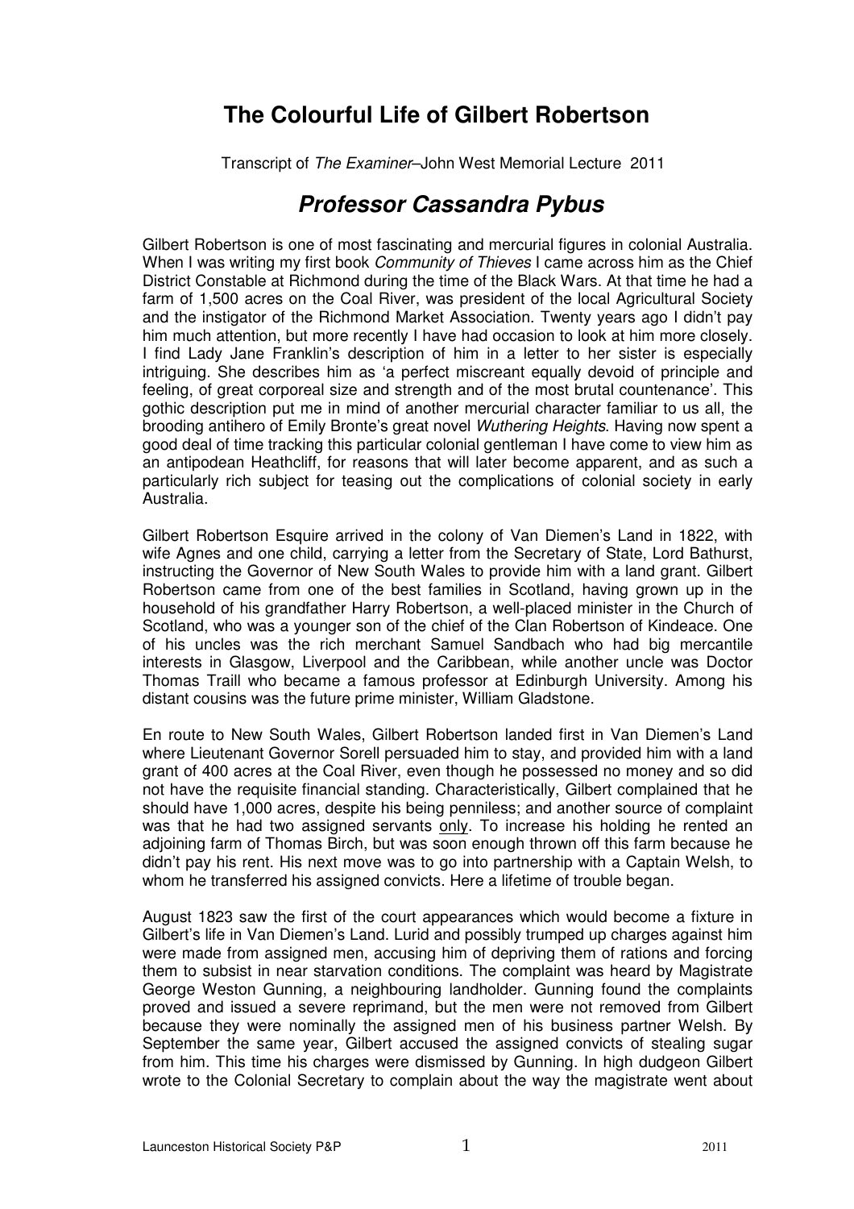# The Colourful Life of Gilbert Robertson

Transcript of *The Examiner*–John West Memorial Lecture 2011

## *Professor Cassandra Pybus*

Gilbert Robertson is one of most fascinating and mercurial figures in colonial Australia. When I was writing my first book *Community of Thieves* I came across him as the Chief District Constable at Richmond during the time of the Black Wars. At that time he had a farm of 1,500 acres on the Coal River, was president of the local Agricultural Society and the instigator of the Richmond Market Association. Twenty years ago I didn't pay him much attention, but more recently I have had occasion to look at him more closely. I find Lady Jane Franklin's description of him in a letter to her sister is especially intriguing. She describes him as 'a perfect miscreant equally devoid of principle and feeling, of great corporeal size and strength and of the most brutal countenance'. This gothic description put me in mind of another mercurial character familiar to us all, the brooding antihero of Emily Bronte's great novel *Wuthering Heights*. Having now spent a good deal of time tracking this particular colonial gentleman I have come to view him as an antipodean Heathcliff, for reasons that will later become apparent, and as such a particularly rich subject for teasing out the complications of colonial society in early Australia.

Gilbert Robertson Esquire arrived in the colony of Van Diemen's Land in 1822, with wife Agnes and one child, carrying a letter from the Secretary of State, Lord Bathurst, instructing the Governor of New South Wales to provide him with a land grant. Gilbert Robertson came from one of the best families in Scotland, having grown up in the household of his grandfather Harry Robertson, a well-placed minister in the Church of Scotland, who was a younger son of the chief of the Clan Robertson of Kindeace. One of his uncles was the rich merchant Samuel Sandbach who had big mercantile interests in Glasgow, Liverpool and the Caribbean, while another uncle was Doctor Thomas Traill who became a famous professor at Edinburgh University. Among his distant cousins was the future prime minister, William Gladstone.

En route to New South Wales, Gilbert Robertson landed first in Van Diemen's Land where Lieutenant Governor Sorell persuaded him to stay, and provided him with a land grant of 400 acres at the Coal River, even though he possessed no money and so did not have the requisite financial standing. Characteristically, Gilbert complained that he should have 1,000 acres, despite his being penniless; and another source of complaint was that he had two assigned servants <u>only</u>. To increase his holding he rented an adjoining farm of Thomas Birch, but was soon enough thrown off this farm because he didn't pay his rent. His next move was to go into partnership with a Captain Welsh, to whom he transferred his assigned convicts. Here a lifetime of trouble began.

August 1823 saw the first of the court appearances which would become a fixture in Gilbert's life in Van Diemen's Land. Lurid and possibly trumped up charges against him were made from assigned men, accusing him of depriving them of rations and forcing them to subsist in near starvation conditions. The complaint was heard by Magistrate George Weston Gunning, a neighbouring landholder. Gunning found the complaints proved and issued a severe reprimand, but the men were not removed from Gilbert because they were nominally the assigned men of his business partner Welsh. By September the same year, Gilbert accused the assigned convicts of stealing sugar from him. This time his charges were dismissed by Gunning. In high dudgeon Gilbert wrote to the Colonial Secretary to complain about the way the magistrate went about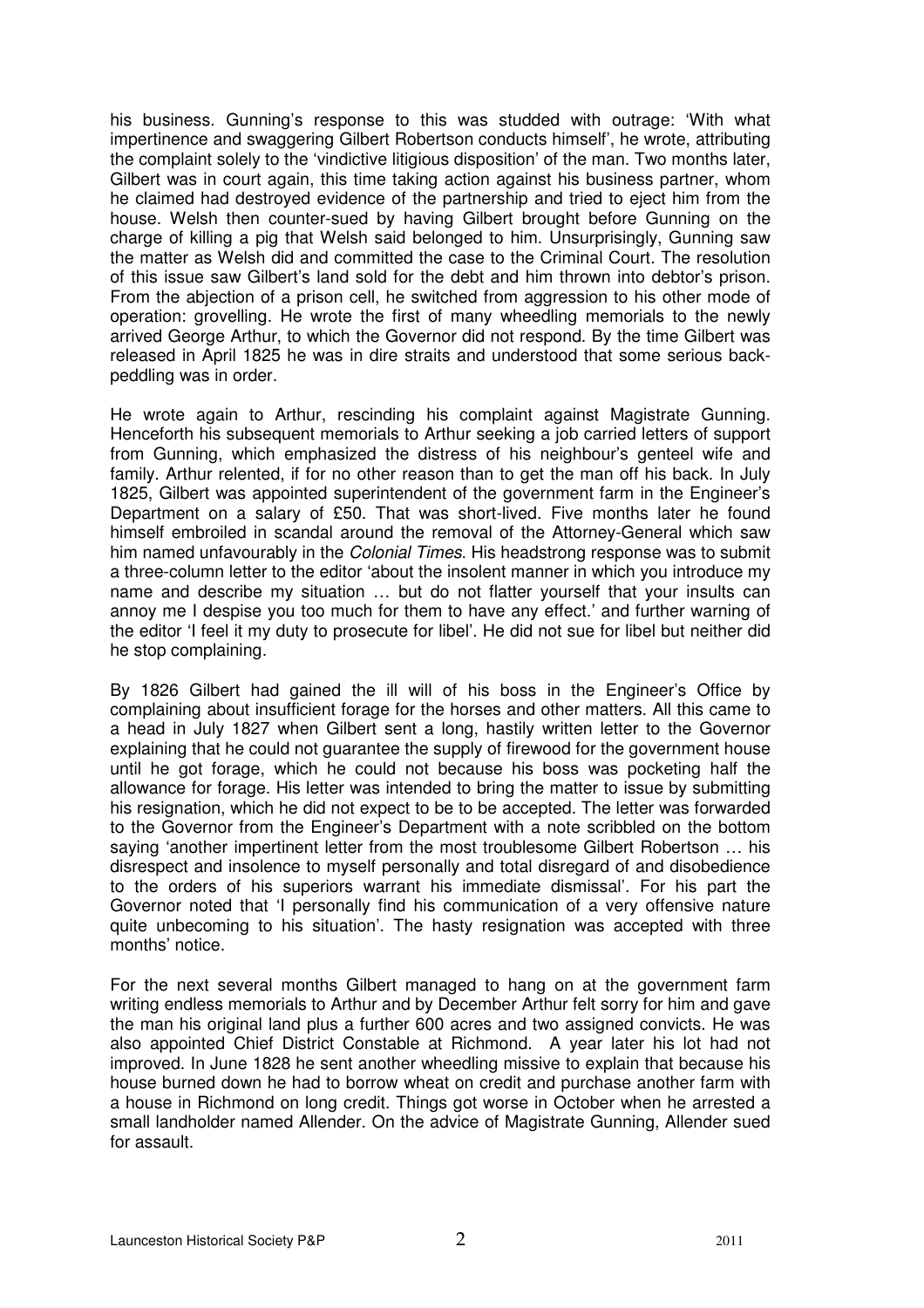his business. Gunning's response to this was studded with outrage: 'With what impertinence and swaggering Gilbert Robertson conducts himself', he wrote, attributing the complaint solely to the 'vindictive litigious disposition' of the man. Two months later, Gilbert was in court again, this time taking action against his business partner, whom he claimed had destroyed evidence of the partnership and tried to eject him from the house. Welsh then counter-sued by having Gilbert brought before Gunning on the charge of killing a pig that Welsh said belonged to him. Unsurprisingly, Gunning saw the matter as Welsh did and committed the case to the Criminal Court. The resolution of this issue saw Gilbert's land sold for the debt and him thrown into debtor's prison. From the abjection of a prison cell, he switched from aggression to his other mode of operation: grovelling. He wrote the first of many wheedling memorials to the newly arrived George Arthur, to which the Governor did not respond. By the time Gilbert was released in April 1825 he was in dire straits and understood that some serious back-peddling was in order.

He wrote again to Arthur, rescinding his complaint against Magistrate Gunning. Henceforth his subsequent memorials to Arthur seeking a job carried letters of support from Gunning, which emphasized the distress of his neighbour's genteel wife and family. Arthur relented, if for no other reason than to get the man off his back. In July 1825, Gilbert was appointed superintendent of the government farm in the Engineer's Department on a salary of £50. That was short-lived. Five months later he found himself embroiled in scandal around the removal of the Attorney-General which saw him named unfavourably in the *Colonial Times*. His headstrong response was to submit a three-column letter to the editor 'about the insolent manner in which you introduce my name and describe my situation … but do not flatter yourself that your insults can annoy me I despise you too much for them to have any effect.' and further warning of the editor 'I feel it my duty to prosecute for libel'. He did not sue for libel but neither did he stop complaining.

By 1826 Gilbert had gained the ill will of his boss in the Engineer's Office by complaining about insufficient forage for the horses and other matters. All this came to a head in July 1827 when Gilbert sent a long, hastily written letter to the Governor explaining that he could not guarantee the supply of firewood for the government house until he got forage, which he could not because his boss was pocketing half the allowance for forage. His letter was intended to bring the matter to issue by submitting his resignation, which he did not expect to be to be accepted. The letter was forwarded to the Governor from the Engineer's Department with a note scribbled on the bottom saying 'another impertinent letter from the most troublesome Gilbert Robertson … his disrespect and insolence to myself personally and total disregard of and disobedience to the orders of his superiors warrant his immediate dismissal'. For his part the Governor noted that 'I personally find his communication of a very offensive nature quite unbecoming to his situation'. The hasty resignation was accepted with three months' notice.

For the next several months Gilbert managed to hang on at the government farm writing endless memorials to Arthur and by December Arthur felt sorry for him and gave the man his original land plus a further 600 acres and two assigned convicts. He was also appointed Chief District Constable at Richmond. A year later his lot had not improved. In June 1828 he sent another wheedling missive to explain that because his house burned down he had to borrow wheat on credit and purchase another farm with a house in Richmond on long credit. Things got worse in October when he arrested a small landholder named Allender. On the advice of Magistrate Gunning, Allender sued for assault.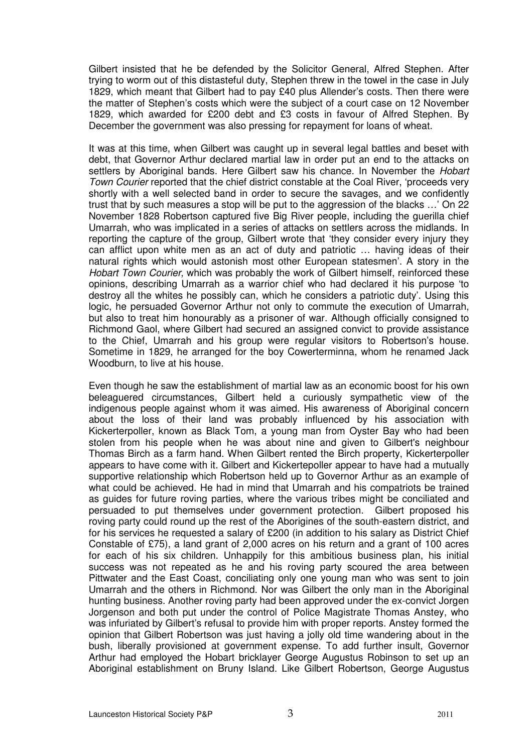Gilbert insisted that he be defended by the Solicitor General, Alfred Stephen. After trying to worm out of this distasteful duty, Stephen threw in the towel in the case in July 1829, which meant that Gilbert had to pay £40 plus Allender's costs. Then there were the matter of Stephen's costs which were the subject of a court case on 12 November 1829, which awarded for £200 debt and £3 costs in favour of Alfred Stephen. By December the government was also pressing for repayment for loans of wheat.

It was at this time, when Gilbert was caught up in several legal battles and beset with debt, that Governor Arthur declared martial law in order put an end to the attacks on settlers by Aboriginal bands. Here Gilbert saw his chance. In November the *Hobart Town Courier* reported that the chief district constable at the Coal River, 'proceeds very shortly with a well selected band in order to secure the savages, and we confidently trust that by such measures a stop will be put to the aggression of the blacks …' On 22 November 1828 Robertson captured five Big River people, including the guerilla chief Umarrah, who was implicated in a series of attacks on settlers across the midlands. In reporting the capture of the group, Gilbert wrote that 'they consider every injury they can afflict upon white men as an act of duty and patriotic … having ideas of their natural rights which would astonish most other European statesmen'. A story in the *Hobart Town Courier,* which was probably the work of Gilbert himself, reinforced these opinions, describing Umarrah as a warrior chief who had declared it his purpose 'to destroy all the whites he possibly can, which he considers a patriotic duty'. Using this logic, he persuaded Governor Arthur not only to commute the execution of Umarrah, but also to treat him honourably as a prisoner of war. Although officially consigned to Richmond Gaol, where Gilbert had secured an assigned convict to provide assistance to the Chief, Umarrah and his group were regular visitors to Robertson's house. Sometime in 1829, he arranged for the boy Cowerterminna, whom he renamed Jack Woodburn, to live at his house.

Even though he saw the establishment of martial law as an economic boost for his own beleaguered circumstances, Gilbert held a curiously sympathetic view of the indigenous people against whom it was aimed. His awareness of Aboriginal concern about the loss of their land was probably influenced by his association with Kickerterpoller, known as Black Tom, a young man from Oyster Bay who had been stolen from his people when he was about nine and given to Gilbert's neighbour Thomas Birch as a farm hand. When Gilbert rented the Birch property, Kickerterpoller appears to have come with it. Gilbert and Kickertepoller appear to have had a mutually supportive relationship which Robertson held up to Governor Arthur as an example of what could be achieved. He had in mind that Umarrah and his compatriots be trained as guides for future roving parties, where the various tribes might be conciliated and persuaded to put themselves under government protection. Gilbert proposed his roving party could round up the rest of the Aborigines of the south-eastern district, and for his services he requested a salary of £200 (in addition to his salary as District Chief Constable of £75), a land grant of 2,000 acres on his return and a grant of 100 acres for each of his six children. Unhappily for this ambitious business plan, his initial success was not repeated as he and his roving party scoured the area between Pittwater and the East Coast, conciliating only one young man who was sent to join Umarrah and the others in Richmond. Nor was Gilbert the only man in the Aboriginal hunting business. Another roving party had been approved under the ex-convict Jorgen Jorgenson and both put under the control of Police Magistrate Thomas Anstey, who was infuriated by Gilbert's refusal to provide him with proper reports. Anstey formed the opinion that Gilbert Robertson was just having a jolly old time wandering about in the bush, liberally provisioned at government expense. To add further insult, Governor Arthur had employed the Hobart bricklayer George Augustus Robinson to set up an Aboriginal establishment on Bruny Island. Like Gilbert Robertson, George Augustus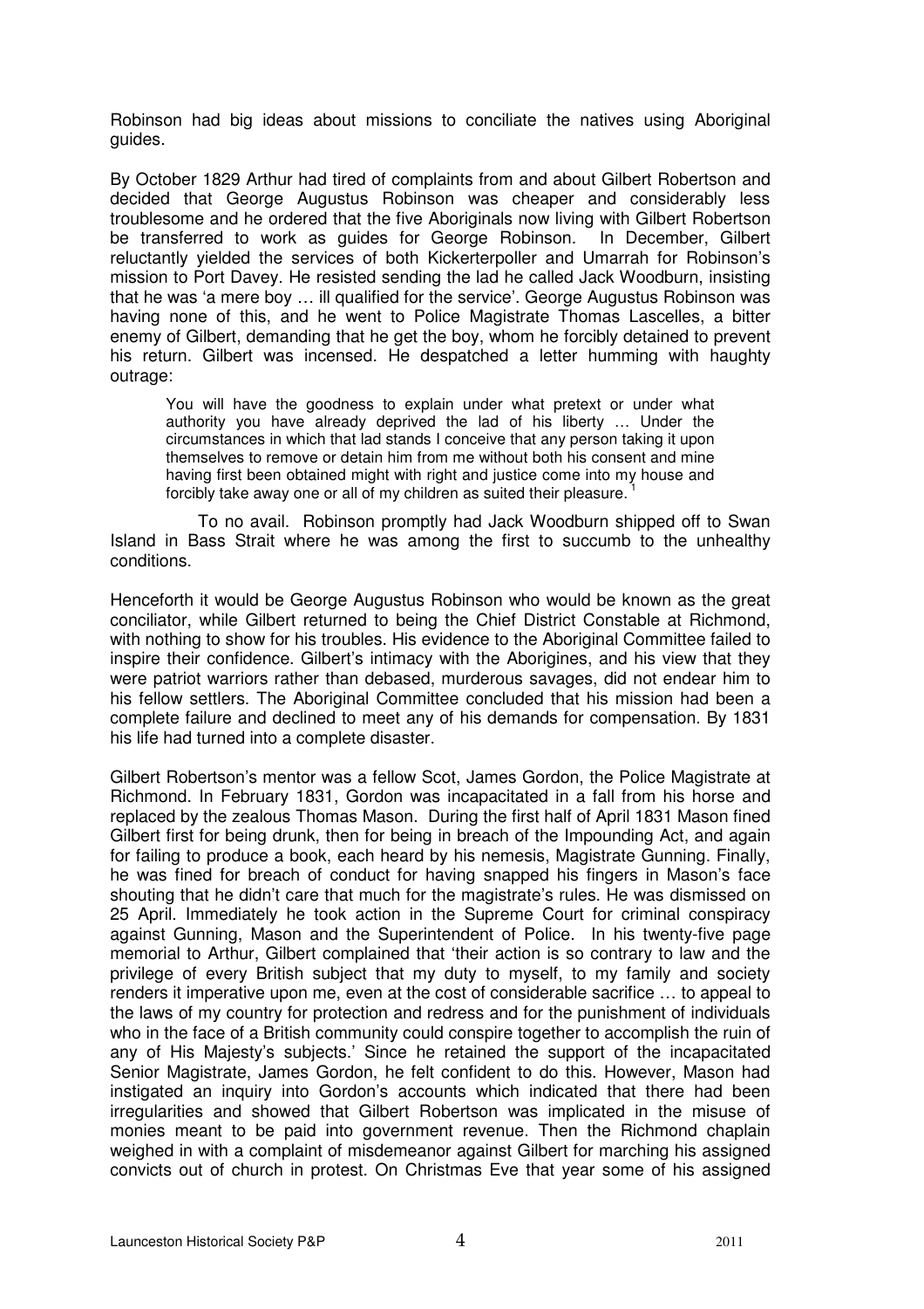Robinson had big ideas about missions to conciliate the natives using Aboriginal guides.

By October 1829 Arthur had tired of complaints from and about Gilbert Robertson and decided that George Augustus Robinson was cheaper and considerably less troublesome and he ordered that the five Aboriginals now living with Gilbert Robertson be transferred to work as guides for George Robinson. In December, Gilbert reluctantly yielded the services of both Kickerterpoller and Umarrah for Robinson's mission to Port Davey. He resisted sending the lad he called Jack Woodburn, insisting that he was 'a mere boy … ill qualified for the service'. George Augustus Robinson was having none of this, and he went to Police Magistrate Thomas Lascelles, a bitter enemy of Gilbert, demanding that he get the boy, whom he forcibly detained to prevent his return. Gilbert was incensed. He despatched a letter humming with haughty outrage:

> You will have the goodness to explain under what pretext or under what authority you have already deprived the lad of his liberty … Under the circumstances in which that lad stands I conceive that any person taking it upon themselves to remove or detain him from me without both his consent and mine having first been obtained might with right and justice come into my house and forcibly take away one or all of my children as suited their pleasure. [1]

To no avail. Robinson promptly had Jack Woodburn shipped off to Swan Island in Bass Strait where he was among the first to succumb to the unhealthy conditions.

Henceforth it would be George Augustus Robinson who would be known as the great conciliator, while Gilbert returned to being the Chief District Constable at Richmond, with nothing to show for his troubles. His evidence to the Aboriginal Committee failed to inspire their confidence. Gilbert's intimacy with the Aborigines, and his view that they were patriot warriors rather than debased, murderous savages, did not endear him to his fellow settlers. The Aboriginal Committee concluded that his mission had been a complete failure and declined to meet any of his demands for compensation. By 1831 his life had turned into a complete disaster.

Gilbert Robertson's mentor was a fellow Scot, James Gordon, the Police Magistrate at Richmond. In February 1831, Gordon was incapacitated in a fall from his horse and replaced by the zealous Thomas Mason. During the first half of April 1831 Mason fined Gilbert first for being drunk, then for being in breach of the Impounding Act, and again for failing to produce a book, each heard by his nemesis, Magistrate Gunning. Finally, he was fined for breach of conduct for having snapped his fingers in Mason's face shouting that he didn't care that much for the magistrate's rules. He was dismissed on 25 April. Immediately he took action in the Supreme Court for criminal conspiracy against Gunning, Mason and the Superintendent of Police. In his twenty-five page memorial to Arthur, Gilbert complained that 'their action is so contrary to law and the privilege of every British subject that my duty to myself, to my family and society renders it imperative upon me, even at the cost of considerable sacrifice … to appeal to the laws of my country for protection and redress and for the punishment of individuals who in the face of a British community could conspire together to accomplish the ruin of any of His Majesty's subjects.' Since he retained the support of the incapacitated Senior Magistrate, James Gordon, he felt confident to do this. However, Mason had instigated an inquiry into Gordon's accounts which indicated that there had been irregularities and showed that Gilbert Robertson was implicated in the misuse of monies meant to be paid into government revenue. Then the Richmond chaplain weighed in with a complaint of misdemeanor against Gilbert for marching his assigned convicts out of church in protest. On Christmas Eve that year some of his assigned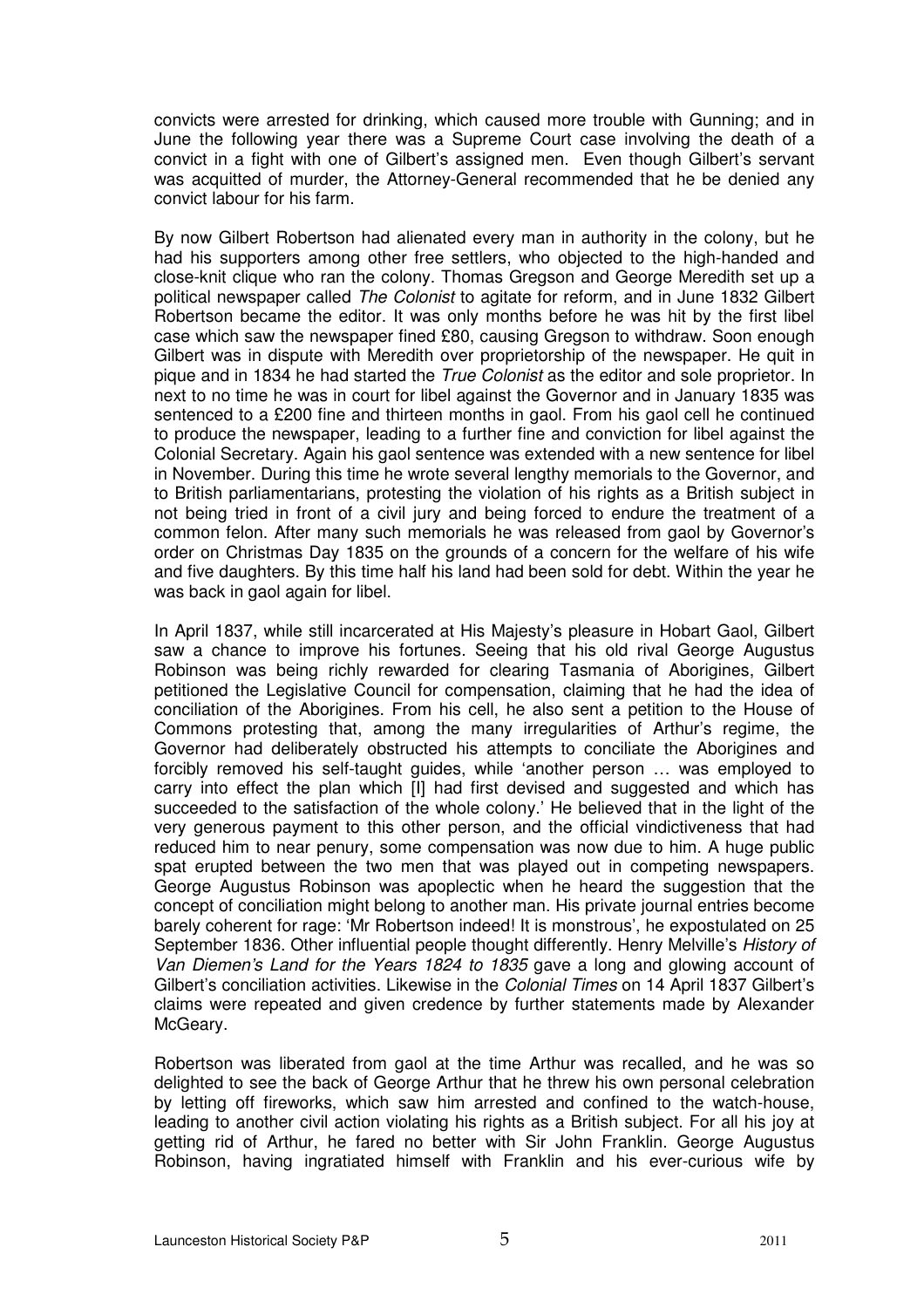convicts were arrested for drinking, which caused more trouble with Gunning; and in June the following year there was a Supreme Court case involving the death of a convict in a fight with one of Gilbert's assigned men. Even though Gilbert's servant was acquitted of murder, the Attorney-General recommended that he be denied any convict labour for his farm.

By now Gilbert Robertson had alienated every man in authority in the colony, but he had his supporters among other free settlers, who objected to the high-handed and close-knit clique who ran the colony. Thomas Gregson and George Meredith set up a political newspaper called *The Colonist* to agitate for reform, and in June 1832 Gilbert Robertson became the editor. It was only months before he was hit by the first libel case which saw the newspaper fined £80, causing Gregson to withdraw. Soon enough Gilbert was in dispute with Meredith over proprietorship of the newspaper. He quit in pique and in 1834 he had started the *True Colonist* as the editor and sole proprietor. In next to no time he was in court for libel against the Governor and in January 1835 was sentenced to a £200 fine and thirteen months in gaol. From his gaol cell he continued to produce the newspaper, leading to a further fine and conviction for libel against the Colonial Secretary. Again his gaol sentence was extended with a new sentence for libel in November. During this time he wrote several lengthy memorials to the Governor, and to British parliamentarians, protesting the violation of his rights as a British subject in not being tried in front of a civil jury and being forced to endure the treatment of a common felon. After many such memorials he was released from gaol by Governor's order on Christmas Day 1835 on the grounds of a concern for the welfare of his wife and five daughters. By this time half his land had been sold for debt. Within the year he was back in gaol again for libel.

In April 1837, while still incarcerated at His Majesty's pleasure in Hobart Gaol, Gilbert saw a chance to improve his fortunes. Seeing that his old rival George Augustus Robinson was being richly rewarded for clearing Tasmania of Aborigines, Gilbert petitioned the Legislative Council for compensation, claiming that he had the idea of conciliation of the Aborigines. From his cell, he also sent a petition to the House of Commons protesting that, among the many irregularities of Arthur's regime, the Governor had deliberately obstructed his attempts to conciliate the Aborigines and forcibly removed his self-taught guides, while 'another person … was employed to carry into effect the plan which [I] had first devised and suggested and which has succeeded to the satisfaction of the whole colony.' He believed that in the light of the very generous payment to this other person, and the official vindictiveness that had reduced him to near penury, some compensation was now due to him. A huge public spat erupted between the two men that was played out in competing newspapers. George Augustus Robinson was apoplectic when he heard the suggestion that the concept of conciliation might belong to another man. His private journal entries become barely coherent for rage: 'Mr Robertson indeed! It is monstrous', he expostulated on 25 September 1836. Other influential people thought differently. Henry Melville's *History of Van Diemen's Land for the Years 1824 to 1835* gave a long and glowing account of Gilbert's conciliation activities. Likewise in the *Colonial Times* on 14 April 1837 Gilbert's claims were repeated and given credence by further statements made by Alexander McGeary.

Robertson was liberated from gaol at the time Arthur was recalled, and he was so delighted to see the back of George Arthur that he threw his own personal celebration by letting off fireworks, which saw him arrested and confined to the watch-house, leading to another civil action violating his rights as a British subject. For all his joy at getting rid of Arthur, he fared no better with Sir John Franklin. George Augustus Robinson, having ingratiated himself with Franklin and his ever-curious wife by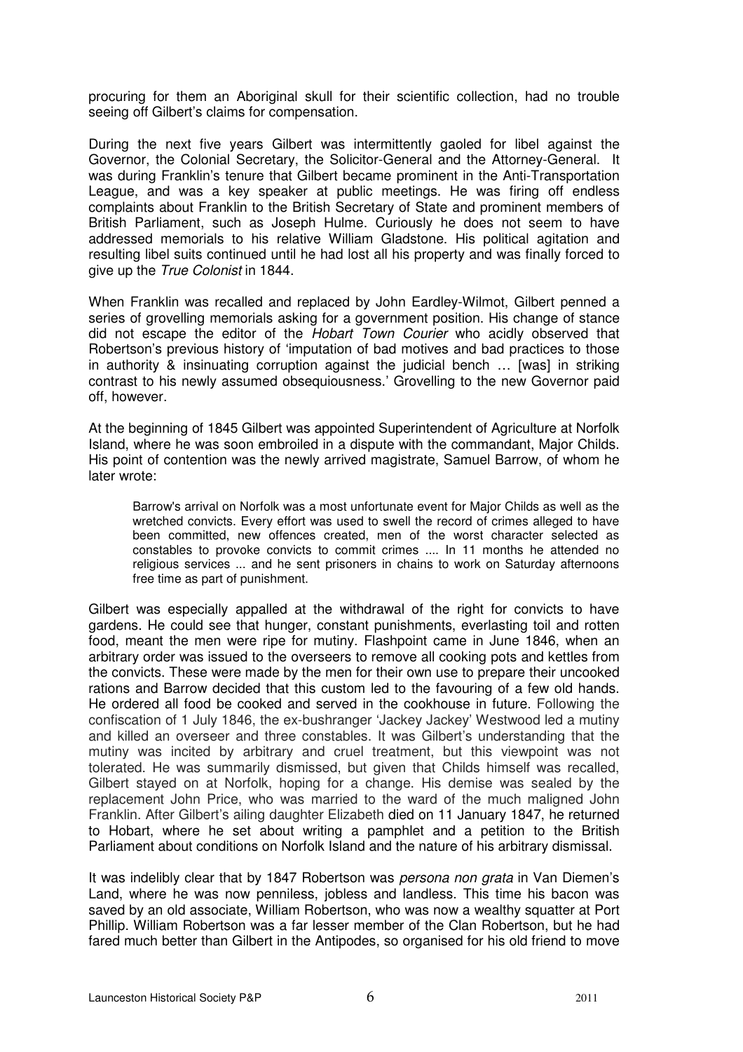procuring for them an Aboriginal skull for their scientific collection, had no trouble seeing off Gilbert's claims for compensation.

During the next five years Gilbert was intermittently gaoled for libel against the Governor, the Colonial Secretary, the Solicitor-General and the Attorney-General. It was during Franklin's tenure that Gilbert became prominent in the Anti-Transportation League, and was a key speaker at public meetings. He was firing off endless complaints about Franklin to the British Secretary of State and prominent members of British Parliament, such as Joseph Hulme. Curiously he does not seem to have addressed memorials to his relative William Gladstone. His political agitation and resulting libel suits continued until he had lost all his property and was finally forced to give up the *True Colonist* in 1844.

When Franklin was recalled and replaced by John Eardley-Wilmot, Gilbert penned a series of grovelling memorials asking for a government position. His change of stance did not escape the editor of the *Hobart Town Courier* who acidly observed that Robertson's previous history of 'imputation of bad motives and bad practices to those in authority & insinuating corruption against the judicial bench … [was] in striking contrast to his newly assumed obsequiousness.' Grovelling to the new Governor paid off, however.

At the beginning of 1845 Gilbert was appointed Superintendent of Agriculture at Norfolk Island, where he was soon embroiled in a dispute with the commandant, Major Childs. His point of contention was the newly arrived magistrate, Samuel Barrow, of whom he later wrote:

> Barrow's arrival on Norfolk was a most unfortunate event for Major Childs as well as the wretched convicts. Every effort was used to swell the record of crimes alleged to have been committed, new offences created, men of the worst character selected as constables to provoke convicts to commit crimes .... In 11 months he attended no religious services ... and he sent prisoners in chains to work on Saturday afternoons free time as part of punishment.

Gilbert was especially appalled at the withdrawal of the right for convicts to have gardens. He could see that hunger, constant punishments, everlasting toil and rotten food, meant the men were ripe for mutiny. Flashpoint came in June 1846, when an arbitrary order was issued to the overseers to remove all cooking pots and kettles from the convicts. These were made by the men for their own use to prepare their uncooked rations and Barrow decided that this custom led to the favouring of a few old hands. He ordered all food be cooked and served in the cookhouse in future. Following the confiscation of 1 July 1846, the ex-bushranger 'Jackey Jackey' Westwood led a mutiny and killed an overseer and three constables. It was Gilbert's understanding that the mutiny was incited by arbitrary and cruel treatment, but this viewpoint was not tolerated. He was summarily dismissed, but given that Childs himself was recalled, Gilbert stayed on at Norfolk, hoping for a change. His demise was sealed by the replacement John Price, who was married to the ward of the much maligned John Franklin. After Gilbert's ailing daughter Elizabeth died on 11 January 1847, he returned to Hobart, where he set about writing a pamphlet and a petition to the British Parliament about conditions on Norfolk Island and the nature of his arbitrary dismissal.

It was indelibly clear that by 1847 Robertson was *persona non grata* in Van Diemen's Land, where he was now penniless, jobless and landless. This time his bacon was saved by an old associate, William Robertson, who was now a wealthy squatter at Port Phillip. William Robertson was a far lesser member of the Clan Robertson, but he had fared much better than Gilbert in the Antipodes, so organised for his old friend to move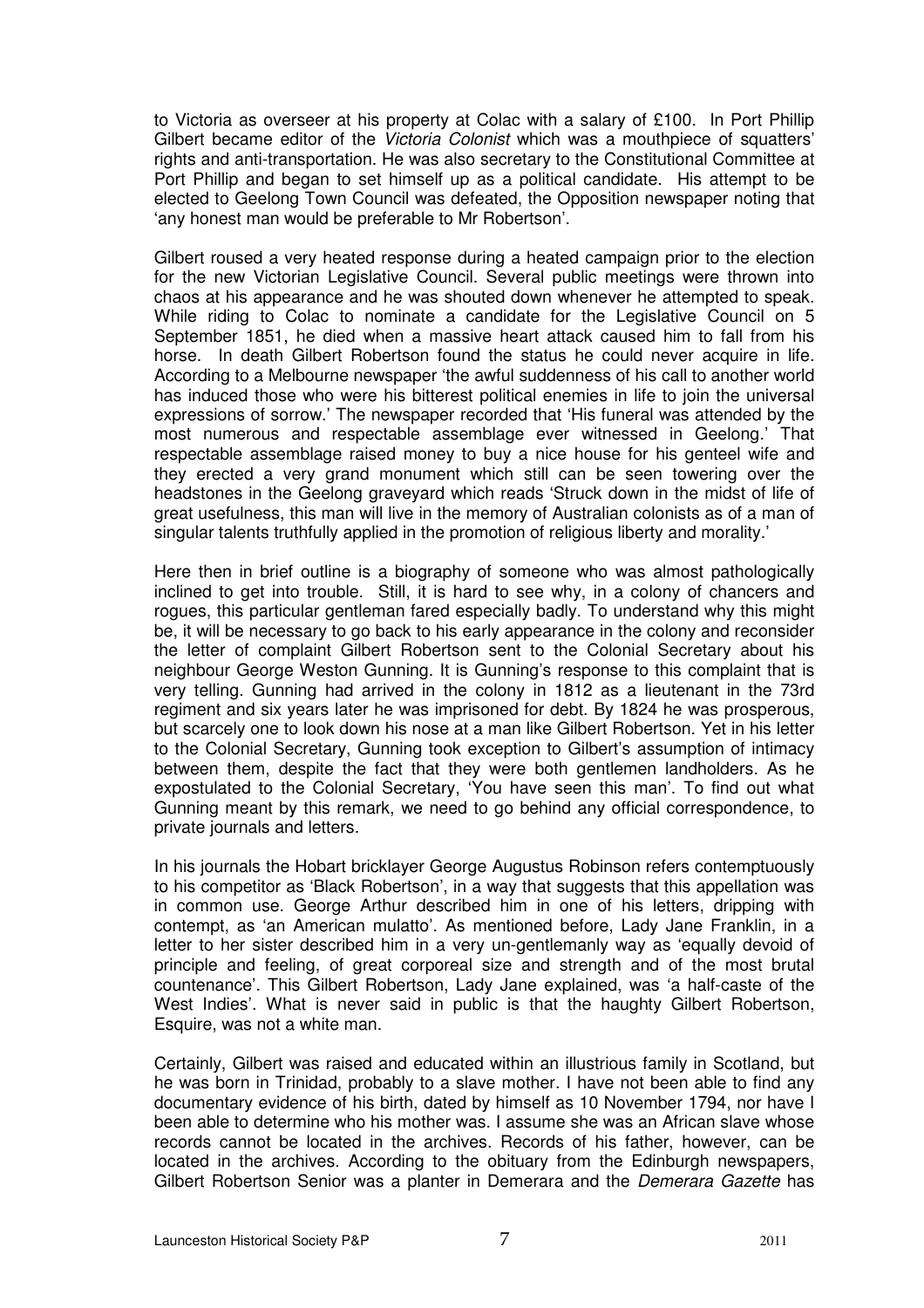to Victoria as overseer at his property at Colac with a salary of £100. In Port Phillip Gilbert became editor of the *Victoria Colonist* which was a mouthpiece of squatters' rights and anti-transportation. He was also secretary to the Constitutional Committee at Port Phillip and began to set himself up as a political candidate. His attempt to be elected to Geelong Town Council was defeated, the Opposition newspaper noting that 'any honest man would be preferable to Mr Robertson'.

Gilbert roused a very heated response during a heated campaign prior to the election for the new Victorian Legislative Council. Several public meetings were thrown into chaos at his appearance and he was shouted down whenever he attempted to speak. While riding to Colac to nominate a candidate for the Legislative Council on 5 September 1851, he died when a massive heart attack caused him to fall from his horse. In death Gilbert Robertson found the status he could never acquire in life. According to a Melbourne newspaper 'the awful suddenness of his call to another world has induced those who were his bitterest political enemies in life to join the universal expressions of sorrow.' The newspaper recorded that 'His funeral was attended by the most numerous and respectable assemblage ever witnessed in Geelong.' That respectable assemblage raised money to buy a nice house for his genteel wife and they erected a very grand monument which still can be seen towering over the headstones in the Geelong graveyard which reads 'Struck down in the midst of life of great usefulness, this man will live in the memory of Australian colonists as of a man of singular talents truthfully applied in the promotion of religious liberty and morality.'

Here then in brief outline is a biography of someone who was almost pathologically inclined to get into trouble. Still, it is hard to see why, in a colony of chancers and rogues, this particular gentleman fared especially badly. To understand why this might be, it will be necessary to go back to his early appearance in the colony and reconsider the letter of complaint Gilbert Robertson sent to the Colonial Secretary about his neighbour George Weston Gunning. It is Gunning's response to this complaint that is very telling. Gunning had arrived in the colony in 1812 as a lieutenant in the 73rd regiment and six years later he was imprisoned for debt. By 1824 he was prosperous, but scarcely one to look down his nose at a man like Gilbert Robertson. Yet in his letter to the Colonial Secretary, Gunning took exception to Gilbert's assumption of intimacy between them, despite the fact that they were both gentlemen landholders. As he expostulated to the Colonial Secretary, 'You have seen this man'. To find out what Gunning meant by this remark, we need to go behind any official correspondence, to private journals and letters.

In his journals the Hobart bricklayer George Augustus Robinson refers contemptuously to his competitor as 'Black Robertson', in a way that suggests that this appellation was in common use. George Arthur described him in one of his letters, dripping with contempt, as 'an American mulatto'. As mentioned before, Lady Jane Franklin, in a letter to her sister described him in a very un-gentlemanly way as 'equally devoid of principle and feeling, of great corporeal size and strength and of the most brutal countenance'. This Gilbert Robertson, Lady Jane explained, was 'a half-caste of the West Indies'. What is never said in public is that the haughty Gilbert Robertson, Esquire, was not a white man.

Certainly, Gilbert was raised and educated within an illustrious family in Scotland, but he was born in Trinidad, probably to a slave mother. I have not been able to find any documentary evidence of his birth, dated by himself as 10 November 1794, nor have I been able to determine who his mother was. I assume she was an African slave whose records cannot be located in the archives. Records of his father, however, can be located in the archives. According to the obituary from the Edinburgh newspapers, Gilbert Robertson Senior was a planter in Demerara and the *Demerara Gazette* has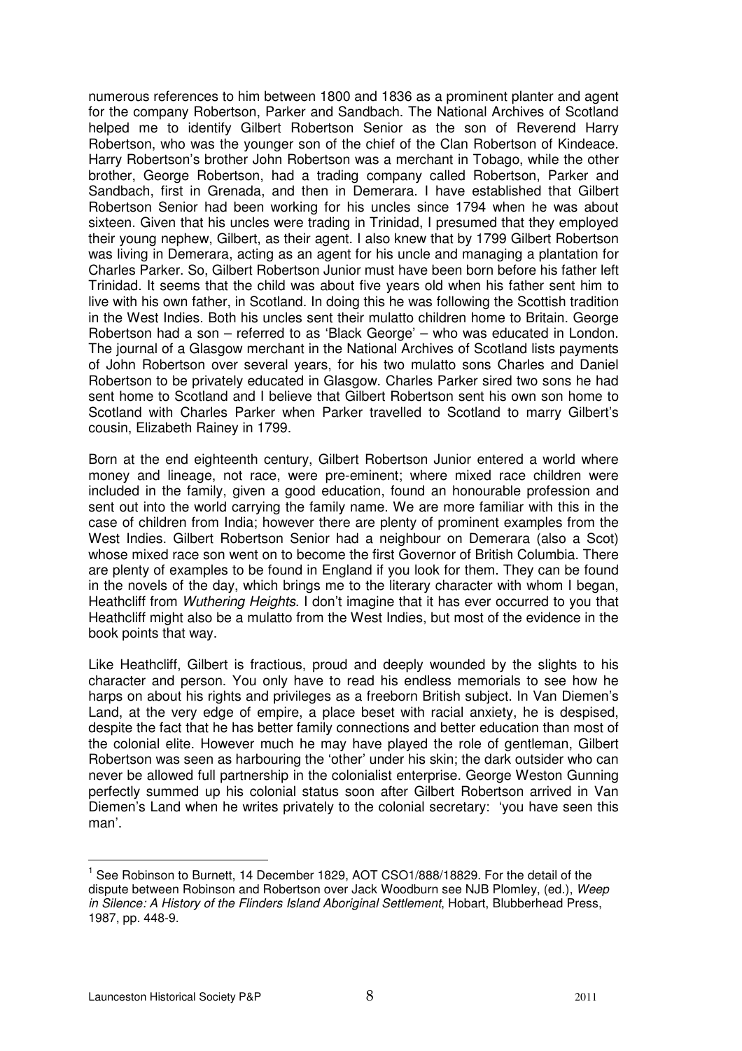numerous references to him between 1800 and 1836 as a prominent planter and agent for the company Robertson, Parker and Sandbach. The National Archives of Scotland helped me to identify Gilbert Robertson Senior as the son of Reverend Harry Robertson, who was the younger son of the chief of the Clan Robertson of Kindeace. Harry Robertson's brother John Robertson was a merchant in Tobago, while the other brother, George Robertson, had a trading company called Robertson, Parker and Sandbach, first in Grenada, and then in Demerara. I have established that Gilbert Robertson Senior had been working for his uncles since 1794 when he was about sixteen. Given that his uncles were trading in Trinidad, I presumed that they employed their young nephew, Gilbert, as their agent. I also knew that by 1799 Gilbert Robertson was living in Demerara, acting as an agent for his uncle and managing a plantation for Charles Parker. So, Gilbert Robertson Junior must have been born before his father left Trinidad. It seems that the child was about five years old when his father sent him to live with his own father, in Scotland. In doing this he was following the Scottish tradition in the West Indies. Both his uncles sent their mulatto children home to Britain. George Robertson had a son – referred to as 'Black George' – who was educated in London. The journal of a Glasgow merchant in the National Archives of Scotland lists payments of John Robertson over several years, for his two mulatto sons Charles and Daniel Robertson to be privately educated in Glasgow. Charles Parker sired two sons he had sent home to Scotland and I believe that Gilbert Robertson sent his own son home to Scotland with Charles Parker when Parker travelled to Scotland to marry Gilbert's cousin, Elizabeth Rainey in 1799.

Born at the end eighteenth century, Gilbert Robertson Junior entered a world where money and lineage, not race, were pre-eminent; where mixed race children were included in the family, given a good education, found an honourable profession and sent out into the world carrying the family name. We are more familiar with this in the case of children from India; however there are plenty of prominent examples from the West Indies. Gilbert Robertson Senior had a neighbour on Demerara (also a Scot) whose mixed race son went on to become the first Governor of British Columbia. There are plenty of examples to be found in England if you look for them. They can be found in the novels of the day, which brings me to the literary character with whom I began, Heathcliff from *Wuthering Heights*. I don't imagine that it has ever occurred to you that Heathcliff might also be a mulatto from the West Indies, but most of the evidence in the book points that way.

Like Heathcliff, Gilbert is fractious, proud and deeply wounded by the slights to his character and person. You only have to read his endless memorials to see how he harps on about his rights and privileges as a freeborn British subject. In Van Diemen's Land, at the very edge of empire, a place beset with racial anxiety, he is despised, despite the fact that he has better family connections and better education than most of the colonial elite. However much he may have played the role of gentleman, Gilbert Robertson was seen as harbouring the 'other' under his skin; the dark outsider who can never be allowed full partnership in the colonialist enterprise. George Weston Gunning perfectly summed up his colonial status soon after Gilbert Robertson arrived in Van Diemen's Land when he writes privately to the colonial secretary: 'you have seen this man'.

---

[1] See Robinson to Burnett, 14 December 1829, AOT CSO1/888/18829. For the detail of the dispute between Robinson and Robertson over Jack Woodburn see NJB Plomley, (ed.), *Weep in Silence: A History of the Flinders Island Aboriginal Settlement*, Hobart, Blubberhead Press, 1987, pp. 448-9.